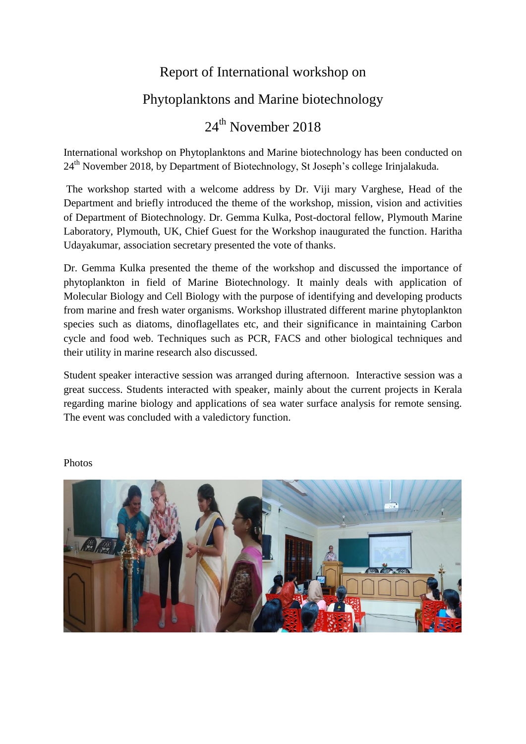# Report of International workshop on

# Phytoplanktons and Marine biotechnology

# 24th November 2018

International workshop on Phytoplanktons and Marine biotechnology has been conducted on 24th November 2018, by Department of Biotechnology, St Joseph's college Irinjalakuda.

The workshop started with a welcome address by Dr. Viji mary Varghese, Head of the Department and briefly introduced the theme of the workshop, mission, vision and activities of Department of Biotechnology. Dr. Gemma Kulka, Post-doctoral fellow, Plymouth Marine Laboratory, Plymouth, UK, Chief Guest for the Workshop inaugurated the function. Haritha Udayakumar, association secretary presented the vote of thanks.

Dr. Gemma Kulka presented the theme of the workshop and discussed the importance of phytoplankton in field of Marine Biotechnology. It mainly deals with application of Molecular Biology and Cell Biology with the purpose of identifying and developing products from marine and fresh water organisms. Workshop illustrated different marine phytoplankton species such as diatoms, dinoflagellates etc, and their significance in maintaining Carbon cycle and food web. Techniques such as PCR, FACS and other biological techniques and their utility in marine research also discussed.

Student speaker interactive session was arranged during afternoon. Interactive session was a great success. Students interacted with speaker, mainly about the current projects in Kerala regarding marine biology and applications of sea water surface analysis for remote sensing. The event was concluded with a valedictory function.

Photos